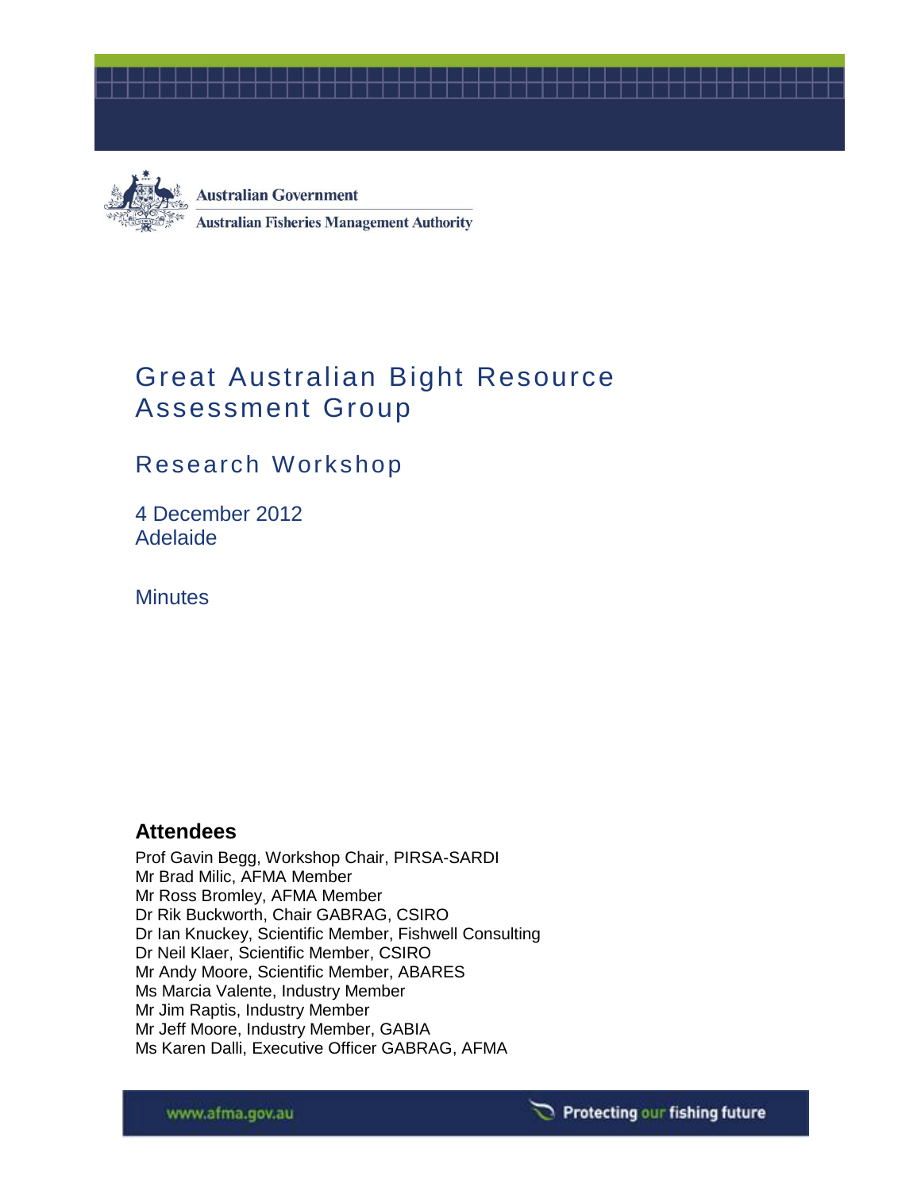Australian Government

Australian Fisheries Management Authority

# Great Australian Bight Resource Assessment Group

## Research Workshop

4 December 2012
Adelaide

Minutes

### Attendees

Prof Gavin Begg, Workshop Chair, PIRSA-SARDI
Mr Brad Milic, AFMA Member
Mr Ross Bromley, AFMA Member
Dr Rik Buckworth, Chair GABRAG, CSIRO
Dr Ian Knuckey, Scientific Member, Fishwell Consulting
Dr Neil Klaer, Scientific Member, CSIRO
Mr Andy Moore, Scientific Member, ABARES
Ms Marcia Valente, Industry Member
Mr Jim Raptis, Industry Member
Mr Jeff Moore, Industry Member, GABIA
Ms Karen Dalli, Executive Officer GABRAG, AFMA

www.afma.gov.au

Protecting our fishing future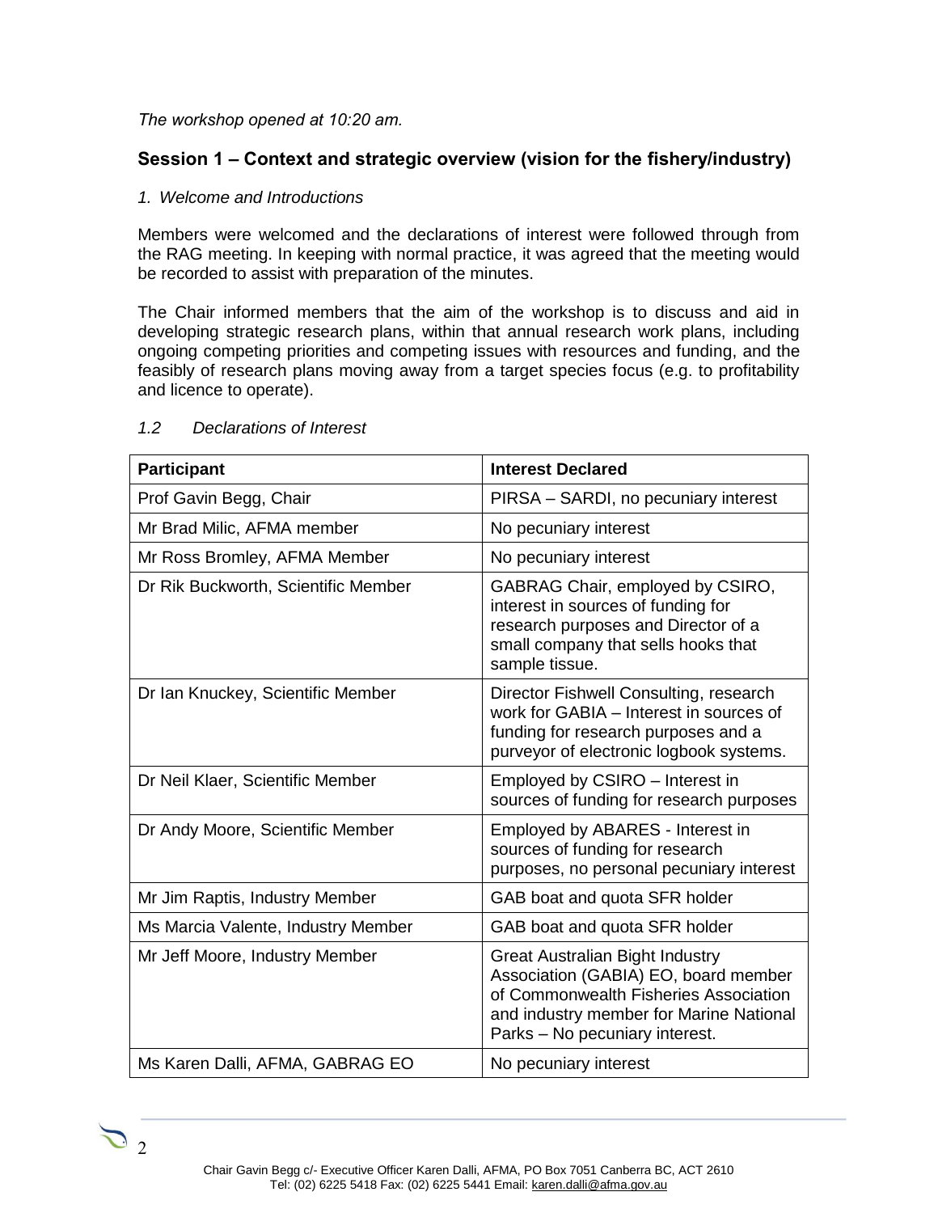*The workshop opened at 10:20 am.*

## Session 1 – Context and strategic overview (vision for the fishery/industry)

*1. Welcome and Introductions*

Members were welcomed and the declarations of interest were followed through from the RAG meeting. In keeping with normal practice, it was agreed that the meeting would be recorded to assist with preparation of the minutes.

The Chair informed members that the aim of the workshop is to discuss and aid in developing strategic research plans, within that annual research work plans, including ongoing competing priorities and competing issues with resources and funding, and the feasibly of research plans moving away from a target species focus (e.g. to profitability and licence to operate).

*1.2 Declarations of Interest*

| Participant | Interest Declared |
| --- | --- |
| Prof Gavin Begg, Chair | PIRSA – SARDI, no pecuniary interest |
| Mr Brad Milic, AFMA member | No pecuniary interest |
| Mr Ross Bromley, AFMA Member | No pecuniary interest |
| Dr Rik Buckworth, Scientific Member | GABRAG Chair, employed by CSIRO, interest in sources of funding for research purposes and Director of a small company that sells hooks that sample tissue. |
| Dr Ian Knuckey, Scientific Member | Director Fishwell Consulting, research work for GABIA – Interest in sources of funding for research purposes and a purveyor of electronic logbook systems. |
| Dr Neil Klaer, Scientific Member | Employed by CSIRO – Interest in sources of funding for research purposes |
| Dr Andy Moore, Scientific Member | Employed by ABARES - Interest in sources of funding for research purposes, no personal pecuniary interest |
| Mr Jim Raptis, Industry Member | GAB boat and quota SFR holder |
| Ms Marcia Valente, Industry Member | GAB boat and quota SFR holder |
| Mr Jeff Moore, Industry Member | Great Australian Bight Industry Association (GABIA) EO, board member of Commonwealth Fisheries Association and industry member for Marine National Parks – No pecuniary interest. |
| Ms Karen Dalli, AFMA, GABRAG EO | No pecuniary interest |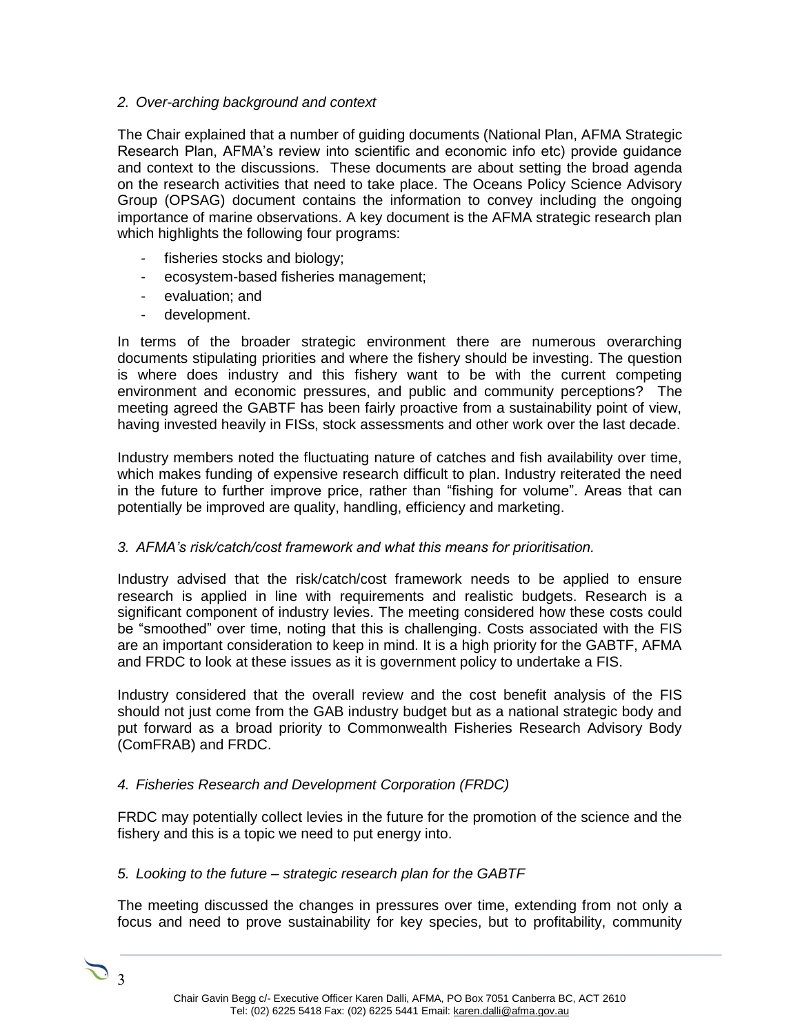*2. Over-arching background and context*

The Chair explained that a number of guiding documents (National Plan, AFMA Strategic Research Plan, AFMA's review into scientific and economic info etc) provide guidance and context to the discussions. These documents are about setting the broad agenda on the research activities that need to take place. The Oceans Policy Science Advisory Group (OPSAG) document contains the information to convey including the ongoing importance of marine observations. A key document is the AFMA strategic research plan which highlights the following four programs:

- fisheries stocks and biology;
- ecosystem-based fisheries management;
- evaluation; and
- development.

In terms of the broader strategic environment there are numerous overarching documents stipulating priorities and where the fishery should be investing. The question is where does industry and this fishery want to be with the current competing environment and economic pressures, and public and community perceptions? The meeting agreed the GABTF has been fairly proactive from a sustainability point of view, having invested heavily in FISs, stock assessments and other work over the last decade.

Industry members noted the fluctuating nature of catches and fish availability over time, which makes funding of expensive research difficult to plan. Industry reiterated the need in the future to further improve price, rather than "fishing for volume". Areas that can potentially be improved are quality, handling, efficiency and marketing.

*3. AFMA's risk/catch/cost framework and what this means for prioritisation.*

Industry advised that the risk/catch/cost framework needs to be applied to ensure research is applied in line with requirements and realistic budgets. Research is a significant component of industry levies. The meeting considered how these costs could be "smoothed" over time, noting that this is challenging. Costs associated with the FIS are an important consideration to keep in mind. It is a high priority for the GABTF, AFMA and FRDC to look at these issues as it is government policy to undertake a FIS.

Industry considered that the overall review and the cost benefit analysis of the FIS should not just come from the GAB industry budget but as a national strategic body and put forward as a broad priority to Commonwealth Fisheries Research Advisory Body (ComFRAB) and FRDC.

*4. Fisheries Research and Development Corporation (FRDC)*

FRDC may potentially collect levies in the future for the promotion of the science and the fishery and this is a topic we need to put energy into.

*5. Looking to the future – strategic research plan for the GABTF*

The meeting discussed the changes in pressures over time, extending from not only a focus and need to prove sustainability for key species, but to profitability, community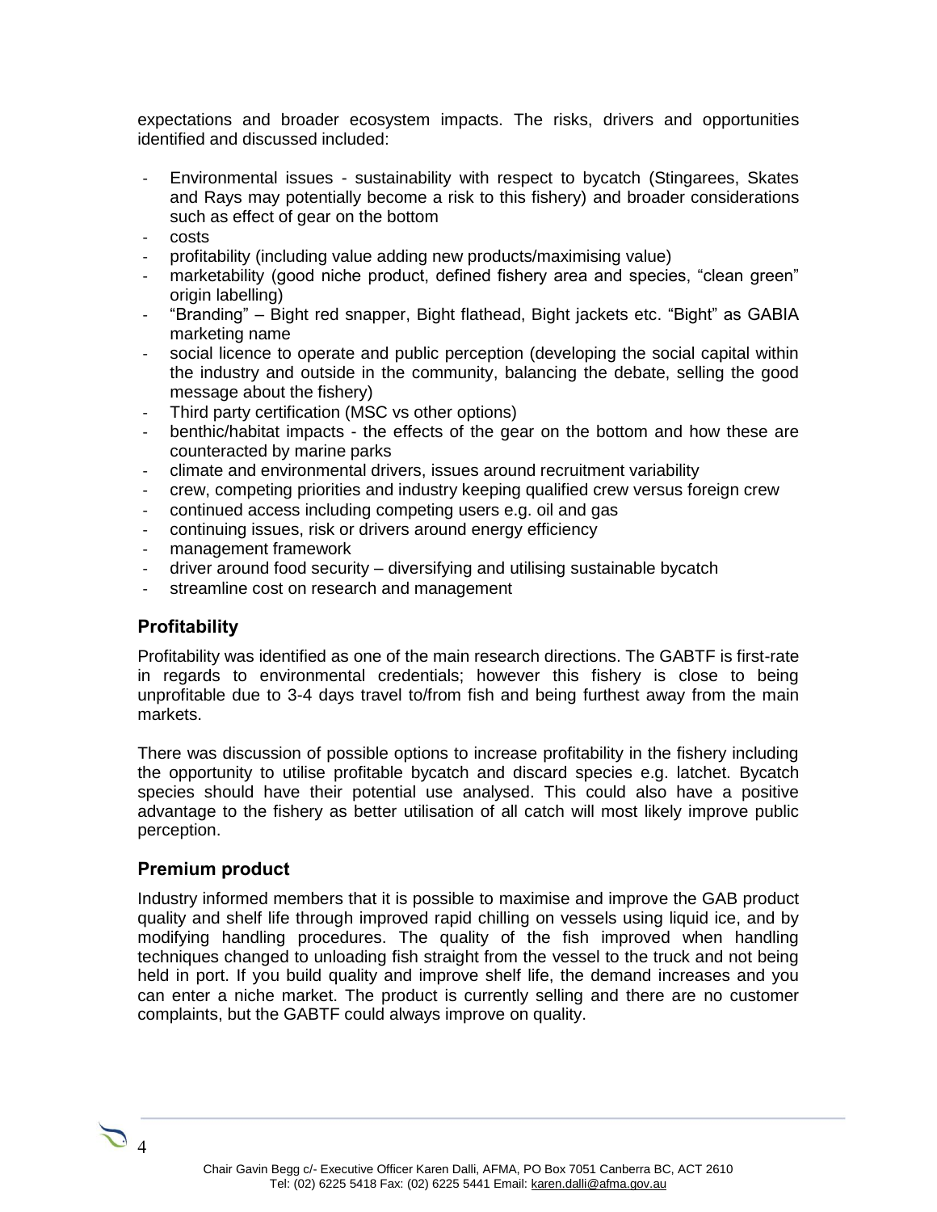expectations and broader ecosystem impacts. The risks, drivers and opportunities identified and discussed included:

- Environmental issues - sustainability with respect to bycatch (Stingarees, Skates and Rays may potentially become a risk to this fishery) and broader considerations such as effect of gear on the bottom
- costs
- profitability (including value adding new products/maximising value)
- marketability (good niche product, defined fishery area and species, "clean green" origin labelling)
- "Branding" – Bight red snapper, Bight flathead, Bight jackets etc. "Bight" as GABIA marketing name
- social licence to operate and public perception (developing the social capital within the industry and outside in the community, balancing the debate, selling the good message about the fishery)
- Third party certification (MSC vs other options)
- benthic/habitat impacts - the effects of the gear on the bottom and how these are counteracted by marine parks
- climate and environmental drivers, issues around recruitment variability
- crew, competing priorities and industry keeping qualified crew versus foreign crew
- continued access including competing users e.g. oil and gas
- continuing issues, risk or drivers around energy efficiency
- management framework
- driver around food security – diversifying and utilising sustainable bycatch
- streamline cost on research and management

## Profitability

Profitability was identified as one of the main research directions. The GABTF is first-rate in regards to environmental credentials; however this fishery is close to being unprofitable due to 3-4 days travel to/from fish and being furthest away from the main markets.

There was discussion of possible options to increase profitability in the fishery including the opportunity to utilise profitable bycatch and discard species e.g. latchet. Bycatch species should have their potential use analysed. This could also have a positive advantage to the fishery as better utilisation of all catch will most likely improve public perception.

## Premium product

Industry informed members that it is possible to maximise and improve the GAB product quality and shelf life through improved rapid chilling on vessels using liquid ice, and by modifying handling procedures. The quality of the fish improved when handling techniques changed to unloading fish straight from the vessel to the truck and not being held in port. If you build quality and improve shelf life, the demand increases and you can enter a niche market. The product is currently selling and there are no customer complaints, but the GABTF could always improve on quality.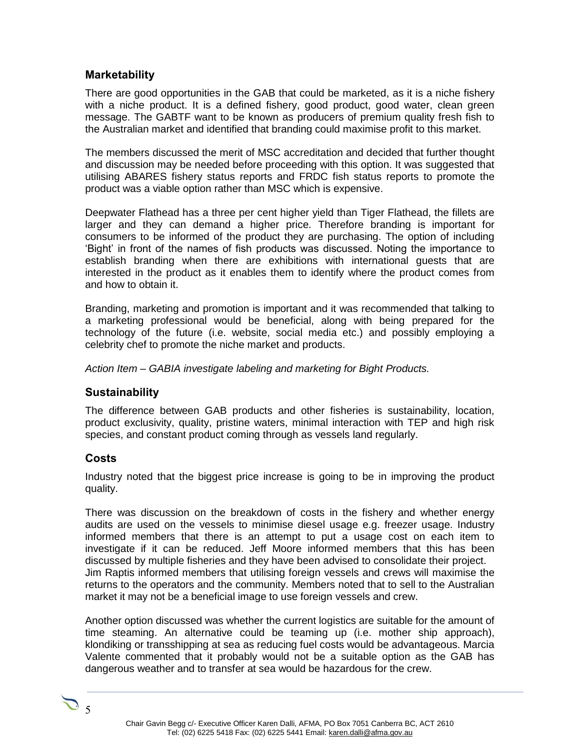## Marketability

There are good opportunities in the GAB that could be marketed, as it is a niche fishery with a niche product. It is a defined fishery, good product, good water, clean green message. The GABTF want to be known as producers of premium quality fresh fish to the Australian market and identified that branding could maximise profit to this market.

The members discussed the merit of MSC accreditation and decided that further thought and discussion may be needed before proceeding with this option. It was suggested that utilising ABARES fishery status reports and FRDC fish status reports to promote the product was a viable option rather than MSC which is expensive.

Deepwater Flathead has a three per cent higher yield than Tiger Flathead, the fillets are larger and they can demand a higher price. Therefore branding is important for consumers to be informed of the product they are purchasing. The option of including 'Bight' in front of the names of fish products was discussed. Noting the importance to establish branding when there are exhibitions with international guests that are interested in the product as it enables them to identify where the product comes from and how to obtain it.

Branding, marketing and promotion is important and it was recommended that talking to a marketing professional would be beneficial, along with being prepared for the technology of the future (i.e. website, social media etc.) and possibly employing a celebrity chef to promote the niche market and products.

*Action Item – GABIA investigate labeling and marketing for Bight Products.*

## Sustainability

The difference between GAB products and other fisheries is sustainability, location, product exclusivity, quality, pristine waters, minimal interaction with TEP and high risk species, and constant product coming through as vessels land regularly.

## Costs

Industry noted that the biggest price increase is going to be in improving the product quality.

There was discussion on the breakdown of costs in the fishery and whether energy audits are used on the vessels to minimise diesel usage e.g. freezer usage. Industry informed members that there is an attempt to put a usage cost on each item to investigate if it can be reduced. Jeff Moore informed members that this has been discussed by multiple fisheries and they have been advised to consolidate their project. Jim Raptis informed members that utilising foreign vessels and crews will maximise the returns to the operators and the community. Members noted that to sell to the Australian market it may not be a beneficial image to use foreign vessels and crew.

Another option discussed was whether the current logistics are suitable for the amount of time steaming. An alternative could be teaming up (i.e. mother ship approach), klondiking or transshipping at sea as reducing fuel costs would be advantageous. Marcia Valente commented that it probably would not be a suitable option as the GAB has dangerous weather and to transfer at sea would be hazardous for the crew.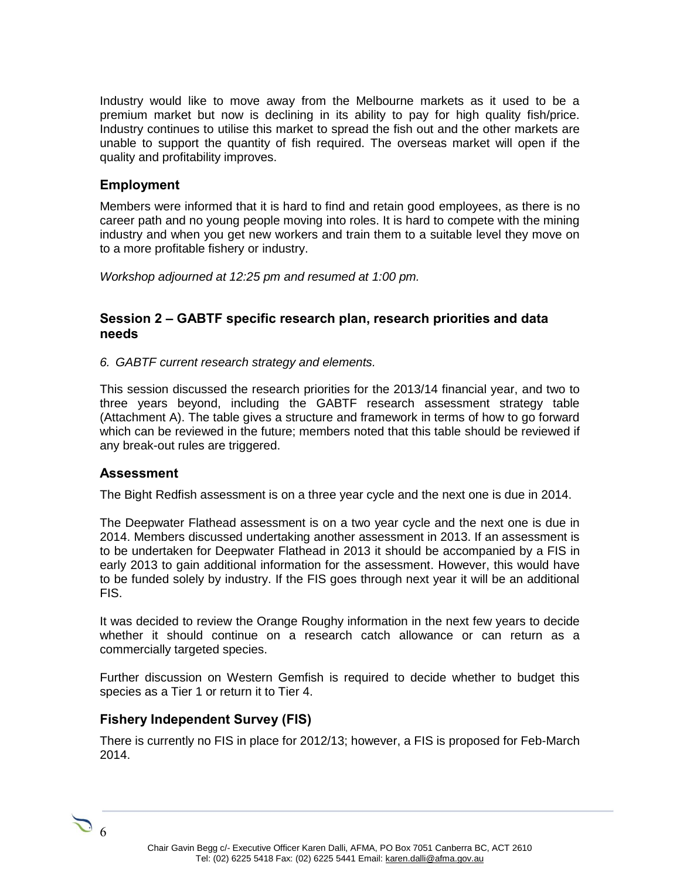Industry would like to move away from the Melbourne markets as it used to be a premium market but now is declining in its ability to pay for high quality fish/price. Industry continues to utilise this market to spread the fish out and the other markets are unable to support the quantity of fish required. The overseas market will open if the quality and profitability improves.

## Employment

Members were informed that it is hard to find and retain good employees, as there is no career path and no young people moving into roles. It is hard to compete with the mining industry and when you get new workers and train them to a suitable level they move on to a more profitable fishery or industry.

*Workshop adjourned at 12:25 pm and resumed at 1:00 pm.*

## Session 2 – GABTF specific research plan, research priorities and data needs

*6. GABTF current research strategy and elements.*

This session discussed the research priorities for the 2013/14 financial year, and two to three years beyond, including the GABTF research assessment strategy table (Attachment A). The table gives a structure and framework in terms of how to go forward which can be reviewed in the future; members noted that this table should be reviewed if any break-out rules are triggered.

## Assessment

The Bight Redfish assessment is on a three year cycle and the next one is due in 2014.

The Deepwater Flathead assessment is on a two year cycle and the next one is due in 2014. Members discussed undertaking another assessment in 2013. If an assessment is to be undertaken for Deepwater Flathead in 2013 it should be accompanied by a FIS in early 2013 to gain additional information for the assessment. However, this would have to be funded solely by industry. If the FIS goes through next year it will be an additional FIS.

It was decided to review the Orange Roughy information in the next few years to decide whether it should continue on a research catch allowance or can return as a commercially targeted species.

Further discussion on Western Gemfish is required to decide whether to budget this species as a Tier 1 or return it to Tier 4.

## Fishery Independent Survey (FIS)

There is currently no FIS in place for 2012/13; however, a FIS is proposed for Feb-March 2014.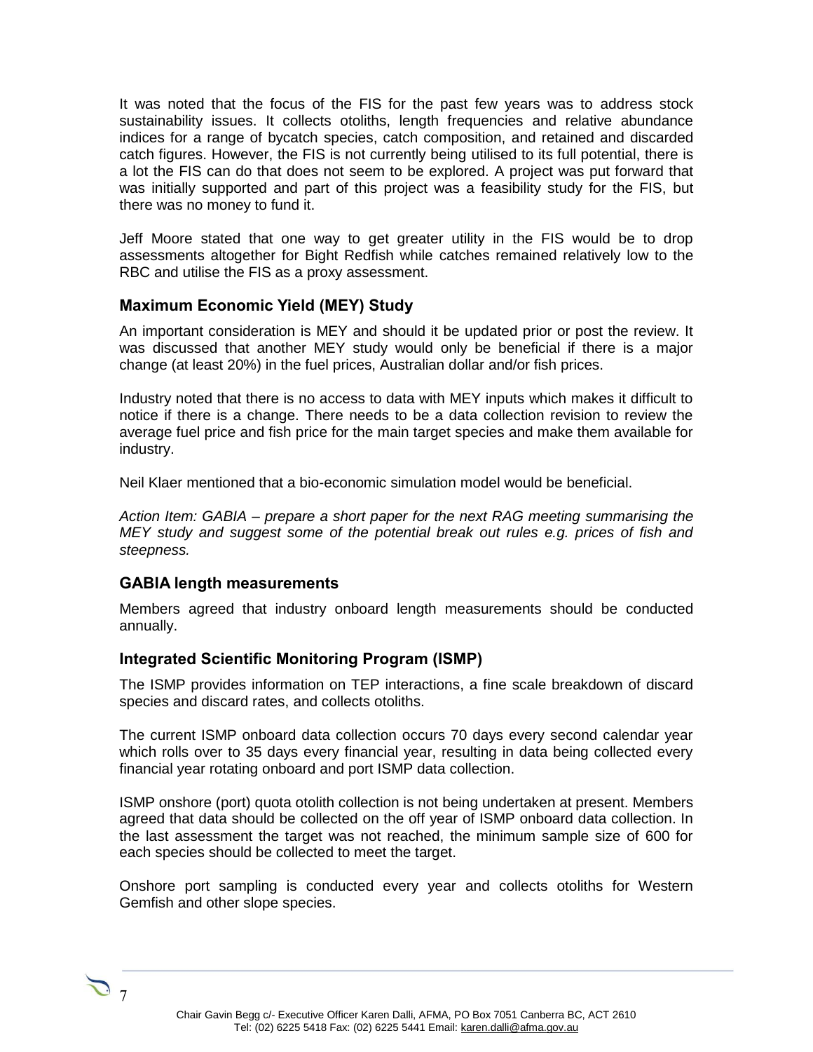It was noted that the focus of the FIS for the past few years was to address stock sustainability issues. It collects otoliths, length frequencies and relative abundance indices for a range of bycatch species, catch composition, and retained and discarded catch figures. However, the FIS is not currently being utilised to its full potential, there is a lot the FIS can do that does not seem to be explored. A project was put forward that was initially supported and part of this project was a feasibility study for the FIS, but there was no money to fund it.

Jeff Moore stated that one way to get greater utility in the FIS would be to drop assessments altogether for Bight Redfish while catches remained relatively low to the RBC and utilise the FIS as a proxy assessment.

### Maximum Economic Yield (MEY) Study

An important consideration is MEY and should it be updated prior or post the review. It was discussed that another MEY study would only be beneficial if there is a major change (at least 20%) in the fuel prices, Australian dollar and/or fish prices.

Industry noted that there is no access to data with MEY inputs which makes it difficult to notice if there is a change. There needs to be a data collection revision to review the average fuel price and fish price for the main target species and make them available for industry.

Neil Klaer mentioned that a bio-economic simulation model would be beneficial.

*Action Item: GABIA – prepare a short paper for the next RAG meeting summarising the MEY study and suggest some of the potential break out rules e.g. prices of fish and steepness.*

### GABIA length measurements

Members agreed that industry onboard length measurements should be conducted annually.

### Integrated Scientific Monitoring Program (ISMP)

The ISMP provides information on TEP interactions, a fine scale breakdown of discard species and discard rates, and collects otoliths.

The current ISMP onboard data collection occurs 70 days every second calendar year which rolls over to 35 days every financial year, resulting in data being collected every financial year rotating onboard and port ISMP data collection.

ISMP onshore (port) quota otolith collection is not being undertaken at present. Members agreed that data should be collected on the off year of ISMP onboard data collection. In the last assessment the target was not reached, the minimum sample size of 600 for each species should be collected to meet the target.

Onshore port sampling is conducted every year and collects otoliths for Western Gemfish and other slope species.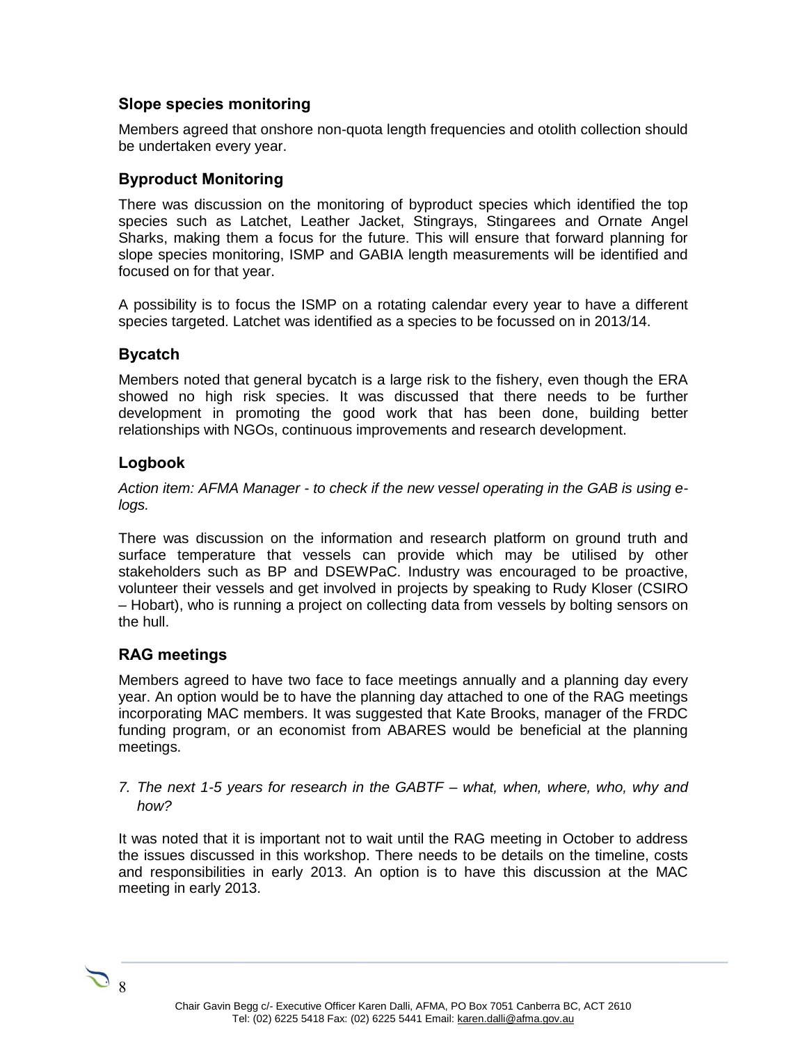### Slope species monitoring

Members agreed that onshore non-quota length frequencies and otolith collection should be undertaken every year.

### Byproduct Monitoring

There was discussion on the monitoring of byproduct species which identified the top species such as Latchet, Leather Jacket, Stingrays, Stingarees and Ornate Angel Sharks, making them a focus for the future. This will ensure that forward planning for slope species monitoring, ISMP and GABIA length measurements will be identified and focused on for that year.

A possibility is to focus the ISMP on a rotating calendar every year to have a different species targeted. Latchet was identified as a species to be focussed on in 2013/14.

### Bycatch

Members noted that general bycatch is a large risk to the fishery, even though the ERA showed no high risk species. It was discussed that there needs to be further development in promoting the good work that has been done, building better relationships with NGOs, continuous improvements and research development.

### Logbook

*Action item: AFMA Manager - to check if the new vessel operating in the GAB is using e-logs.*

There was discussion on the information and research platform on ground truth and surface temperature that vessels can provide which may be utilised by other stakeholders such as BP and DSEWPaC. Industry was encouraged to be proactive, volunteer their vessels and get involved in projects by speaking to Rudy Kloser (CSIRO – Hobart), who is running a project on collecting data from vessels by bolting sensors on the hull.

### RAG meetings

Members agreed to have two face to face meetings annually and a planning day every year. An option would be to have the planning day attached to one of the RAG meetings incorporating MAC members. It was suggested that Kate Brooks, manager of the FRDC funding program, or an economist from ABARES would be beneficial at the planning meetings.

7. *The next 1-5 years for research in the GABTF – what, when, where, who, why and how?*

It was noted that it is important not to wait until the RAG meeting in October to address the issues discussed in this workshop. There needs to be details on the timeline, costs and responsibilities in early 2013. An option is to have this discussion at the MAC meeting in early 2013.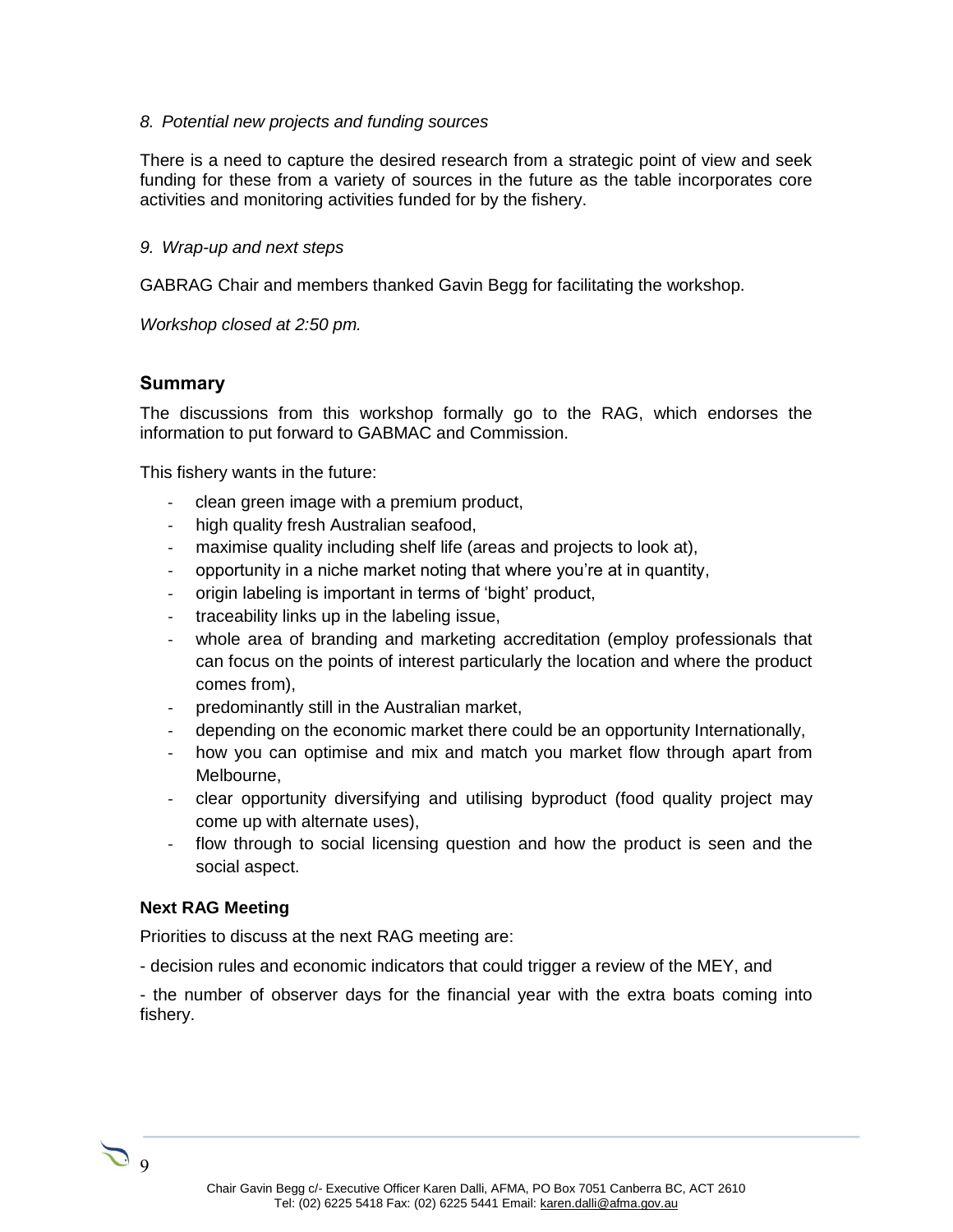*8. Potential new projects and funding sources*

There is a need to capture the desired research from a strategic point of view and seek funding for these from a variety of sources in the future as the table incorporates core activities and monitoring activities funded for by the fishery.

*9. Wrap-up and next steps*

GABRAG Chair and members thanked Gavin Begg for facilitating the workshop.

*Workshop closed at 2:50 pm.*

## Summary

The discussions from this workshop formally go to the RAG, which endorses the information to put forward to GABMAC and Commission.

This fishery wants in the future:

- clean green image with a premium product,
- high quality fresh Australian seafood,
- maximise quality including shelf life (areas and projects to look at),
- opportunity in a niche market noting that where you're at in quantity,
- origin labeling is important in terms of 'bight' product,
- traceability links up in the labeling issue,
- whole area of branding and marketing accreditation (employ professionals that can focus on the points of interest particularly the location and where the product comes from),
- predominantly still in the Australian market,
- depending on the economic market there could be an opportunity Internationally,
- how you can optimise and mix and match you market flow through apart from Melbourne,
- clear opportunity diversifying and utilising byproduct (food quality project may come up with alternate uses),
- flow through to social licensing question and how the product is seen and the social aspect.

**Next RAG Meeting**

Priorities to discuss at the next RAG meeting are:

- decision rules and economic indicators that could trigger a review of the MEY, and

- the number of observer days for the financial year with the extra boats coming into fishery.

Chair Gavin Begg c/- Executive Officer Karen Dalli, AFMA, PO Box 7051 Canberra BC, ACT 2610
Tel: (02) 6225 5418 Fax: (02) 6225 5441 Email: karen.dalli@afma.gov.au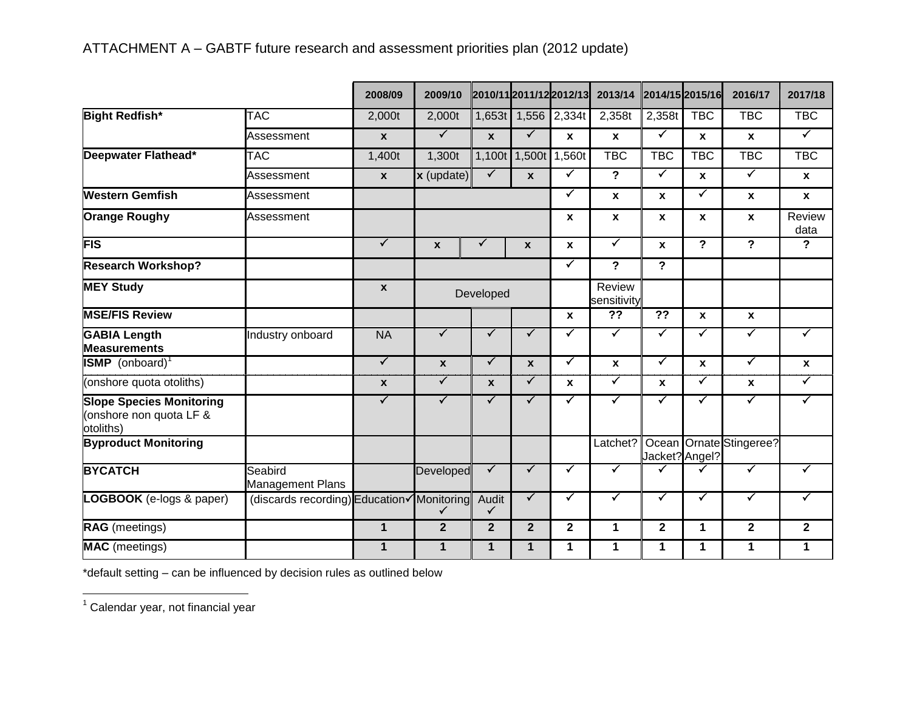ATTACHMENT A – GABTF future research and assessment priorities plan (2012 update)

| | | 2008/09 | 2009/10 | 2010/11 | 2011/12 | 2012/13 | 2013/14 | 2014/15 | 2015/16 | 2016/17 | 2017/18 |
|---|---|---|---|---|---|---|---|---|---|---|---|
| **Bight Redfish*** | TAC | 2,000t | 2,000t | 1,653t | 1,556 | 2,334t | 2,358t | 2,358t | TBC | TBC | TBC |
| | Assessment | x | ✓ | x | ✓ | x | x | ✓ | x | x | ✓ |
| **Deepwater Flathead*** | TAC | 1,400t | 1,300t | 1,100t | 1,500t | 1,560t | TBC | TBC | TBC | TBC | TBC |
| | Assessment | x | x (update) | ✓ | x | ✓ | ? | ✓ | x | ✓ | x |
| **Western Gemfish** | Assessment | | | | | ✓ | x | x | ✓ | x | x |
| **Orange Roughy** | Assessment | | | | | x | x | x | x | x | Review data |
| **FIS** | | ✓ | x | ✓ | x | x | ✓ | x | ? | ? | ? |
| **Research Workshop?** | | | | | | ✓ | ? | ? | | | |
| **MEY Study** | | x | Developed | | | | Review sensitivity | | | | |
| **MSE/FIS Review** | | | | | | x | ?? | ?? | x | x | |
| **GABIA Length Measurements** | Industry onboard | NA | ✓ | ✓ | ✓ | ✓ | ✓ | ✓ | ✓ | ✓ | ✓ |
| **ISMP** (onboard)[1] | | ✓ | x | ✓ | x | ✓ | x | ✓ | x | ✓ | x |
| (onshore quota otoliths) | | x | ✓ | x | ✓ | x | ✓ | x | ✓ | x | ✓ |
| **Slope Species Monitoring** (onshore non quota LF & otoliths) | | ✓ | ✓ | ✓ | ✓ | ✓ | ✓ | ✓ | ✓ | ✓ | ✓ |
| **Byproduct Monitoring** | | | | | | | Latchet? | Ocean Jacket? | Ornate Angel? | Stingeree? | |
| **BYCATCH** | Seabird Management Plans | | Developed | ✓ | ✓ | ✓ | ✓ | ✓ | ✓ | ✓ | ✓ |
| **LOGBOOK** (e-logs & paper) | (discards recording) | Education✓ | Monitoring ✓ | Audit ✓ | ✓ | ✓ | ✓ | ✓ | ✓ | ✓ | ✓ |
| **RAG** (meetings) | | 1 | 2 | 2 | 2 | 2 | 1 | 2 | 1 | 2 | 2 |
| **MAC** (meetings) | | 1 | 1 | 1 | 1 | 1 | 1 | 1 | 1 | 1 | 1 |

*default setting – can be influenced by decision rules as outlined below

[1] Calendar year, not financial year